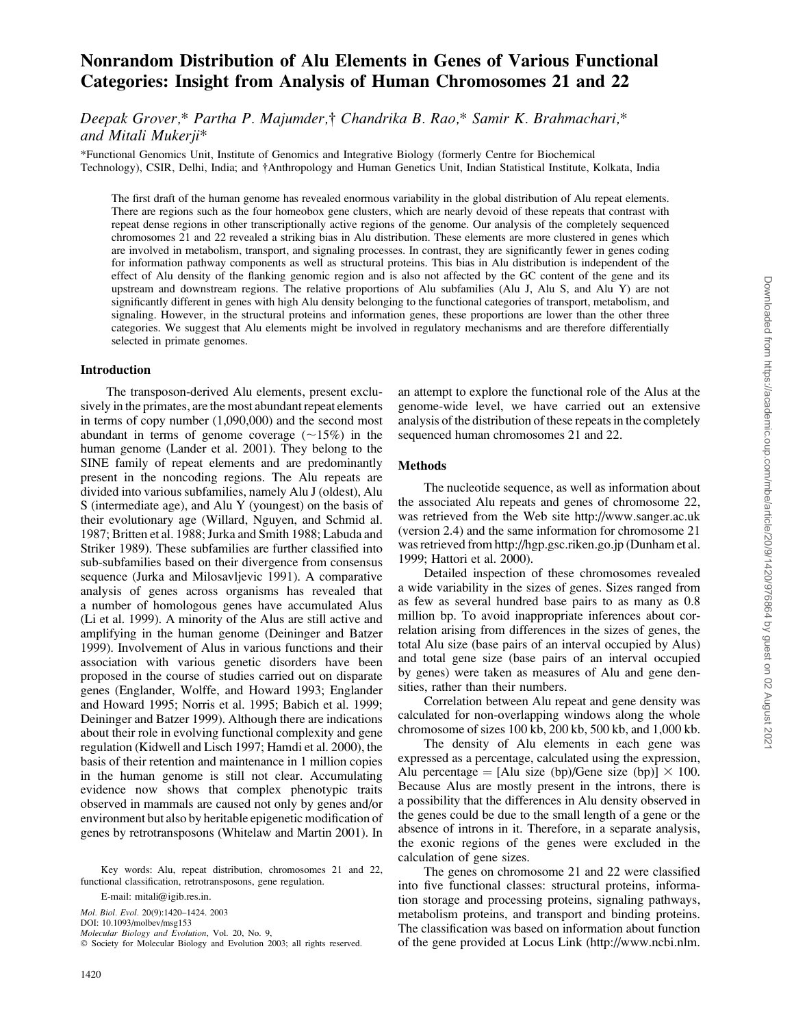# Nonrandom Distribution of Alu Elements in Genes of Various Functional Categories: Insight from Analysis of Human Chromosomes 21 and 22

*Deepak Grover,\* Partha P. Majumder,† Chandrika B. Rao,\* Samir K. Brahmachari,\* and Mitali Mukerji\**

\*Functional Genomics Unit, Institute of Genomics and Integrative Biology (formerly Centre for Biochemical Technology), CSIR, Delhi, India; and †Anthropology and Human Genetics Unit, Indian Statistical Institute, Kolkata, India

The first draft of the human genome has revealed enormous variability in the global distribution of Alu repeat elements. There are regions such as the four homeobox gene clusters, which are nearly devoid of these repeats that contrast with repeat dense regions in other transcriptionally active regions of the genome. Our analysis of the completely sequenced chromosomes 21 and 22 revealed a striking bias in Alu distribution. These elements are more clustered in genes which are involved in metabolism, transport, and signaling processes. In contrast, they are significantly fewer in genes coding for information pathway components as well as structural proteins. This bias in Alu distribution is independent of the effect of Alu density of the flanking genomic region and is also not affected by the GC content of the gene and its upstream and downstream regions. The relative proportions of Alu subfamilies (Alu J, Alu S, and Alu Y) are not significantly different in genes with high Alu density belonging to the functional categories of transport, metabolism, and signaling. However, in the structural proteins and information genes, these proportions are lower than the other three categories. We suggest that Alu elements might be involved in regulatory mechanisms and are therefore differentially selected in primate genomes.

## Introduction

The transposon-derived Alu elements, present exclusively in the primates, are the most abundant repeat elements in terms of copy number (1,090,000) and the second most abundant in terms of genome coverage (~15%) in the human genome (Lander et al. 2001). They belong to the SINE family of repeat elements and are predominantly present in the noncoding regions. The Alu repeats are divided into various subfamilies, namely Alu J (oldest), Alu S (intermediate age), and Alu Y (youngest) on the basis of their evolutionary age (Willard, Nguyen, and Schmid al. 1987; Britten et al. 1988; Jurka and Smith 1988; Labuda and Striker 1989). These subfamilies are further classified into sub-subfamilies based on their divergence from consensus sequence (Jurka and Milosavljevic 1991). A comparative analysis of genes across organisms has revealed that a number of homologous genes have accumulated Alus (Li et al. 1999). A minority of the Alus are still active and amplifying in the human genome (Deininger and Batzer 1999). Involvement of Alus in various functions and their association with various genetic disorders have been proposed in the course of studies carried out on disparate genes (Englander, Wolffe, and Howard 1993; Englander and Howard 1995; Norris et al. 1995; Babich et al. 1999; Deininger and Batzer 1999). Although there are indications about their role in evolving functional complexity and gene regulation (Kidwell and Lisch 1997; Hamdi et al. 2000), the basis of their retention and maintenance in 1 million copies in the human genome is still not clear. Accumulating evidence now shows that complex phenotypic traits observed in mammals are caused not only by genes and/or environment but also by heritable epigenetic modification of genes by retrotransposons (Whitelaw and Martin 2001). In an attempt to explore the functional role of the Alus at the genome-wide level, we have carried out an extensive analysis of the distribution of these repeats in the completely sequenced human chromosomes 21 and 22.

Key words: Alu, repeat distribution, chromosomes 21 and 22, functional classification, retrotransposons, gene regulation.

E-mail: mitali@igib.res.in.

*Mol. Biol. Evol.* 20(9):1420–1424. 2003
DOI: 10.1093/molbev/msg153
*Molecular Biology and Evolution*, Vol. 20, No. 9,
© Society for Molecular Biology and Evolution 2003; all rights reserved.

## Methods

The nucleotide sequence, as well as information about the associated Alu repeats and genes of chromosome 22, was retrieved from the Web site http://www.sanger.ac.uk (version 2.4) and the same information for chromosome 21 was retrieved from http://hgp.gsc.riken.go.jp (Dunham et al. 1999; Hattori et al. 2000).

Detailed inspection of these chromosomes revealed a wide variability in the sizes of genes. Sizes ranged from as few as several hundred base pairs to as many as 0.8 million bp. To avoid inappropriate inferences about correlation arising from differences in the sizes of genes, the total Alu size (base pairs of an interval occupied by Alus) and total gene size (base pairs of an interval occupied by genes) were taken as measures of Alu and gene densities, rather than their numbers.

Correlation between Alu repeat and gene density was calculated for non-overlapping windows along the whole chromosome of sizes 100 kb, 200 kb, 500 kb, and 1,000 kb.

The density of Alu elements in each gene was expressed as a percentage, calculated using the expression, Alu percentage = [Alu size (bp)/Gene size (bp)] × 100. Because Alus are mostly present in the introns, there is a possibility that the differences in Alu density observed in the genes could be due to the small length of a gene or the absence of introns in it. Therefore, in a separate analysis, the exonic regions of the genes were excluded in the calculation of gene sizes.

The genes on chromosome 21 and 22 were classified into five functional classes: structural proteins, information storage and processing proteins, signaling pathways, metabolism proteins, and transport and binding proteins. The classification was based on information about function of the gene provided at Locus Link (http://www.ncbi.nlm.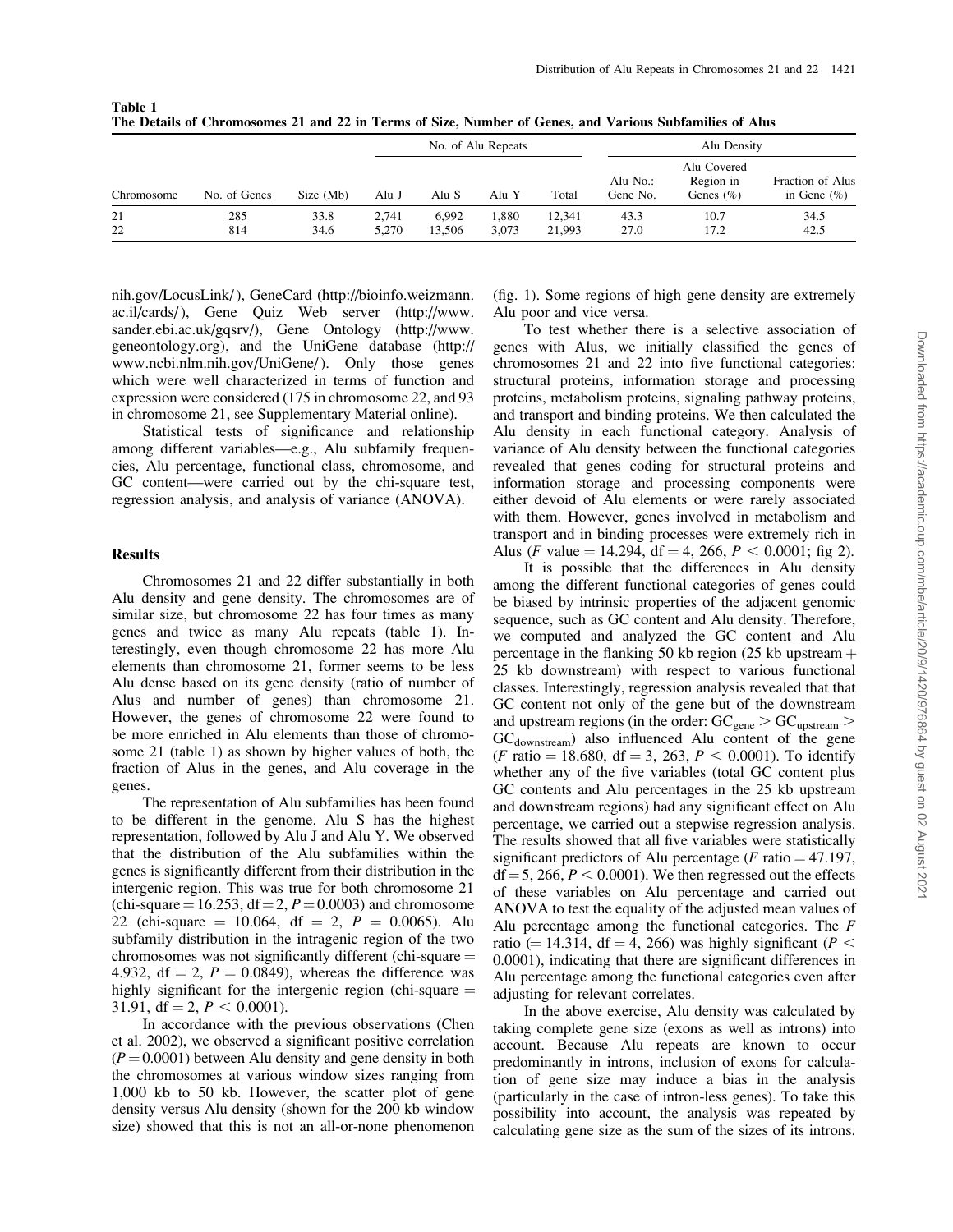**Table 1**
**The Details of Chromosomes 21 and 22 in Terms of Size, Number of Genes, and Various Subfamilies of Alus**

| Chromosome | No. of Genes | Size (Mb) | No. of Alu Repeats | | | | Alu Density | | |
|---|---|---|---|---|---|---|---|---|---|
| | | | Alu J | Alu S | Alu Y | Total | Alu No.: Gene No. | Alu Covered Region in Genes (%) | Fraction of Alus in Gene (%) |
| 21 | 285 | 33.8 | 2,741 | 6,992 | 1,880 | 12,341 | 43.3 | 10.7 | 34.5 |
| 22 | 814 | 34.6 | 5,270 | 13,506 | 3,073 | 21,993 | 27.0 | 17.2 | 42.5 |

nih.gov/LocusLink/), GeneCard (http://bioinfo.weizmann.ac.il/cards/), Gene Quiz Web server (http://www.sander.ebi.ac.uk/gqsrv/), Gene Ontology (http://www.geneontology.org), and the UniGene database (http://www.ncbi.nlm.nih.gov/UniGene/). Only those genes which were well characterized in terms of function and expression were considered (175 in chromosome 22, and 93 in chromosome 21, see Supplementary Material online).

Statistical tests of significance and relationship among different variables—e.g., Alu subfamily frequencies, Alu percentage, functional class, chromosome, and GC content—were carried out by the chi-square test, regression analysis, and analysis of variance (ANOVA).

## Results

Chromosomes 21 and 22 differ substantially in both Alu density and gene density. The chromosomes are of similar size, but chromosome 22 has four times as many genes and twice as many Alu repeats (table 1). Interestingly, even though chromosome 22 has more Alu elements than chromosome 21, former seems to be less Alu dense based on its gene density (ratio of number of Alus and number of genes) than chromosome 21. However, the genes of chromosome 22 were found to be more enriched in Alu elements than those of chromosome 21 (table 1) as shown by higher values of both, the fraction of Alus in the genes, and Alu coverage in the genes.

The representation of Alu subfamilies has been found to be different in the genome. Alu S has the highest representation, followed by Alu J and Alu Y. We observed that the distribution of the Alu subfamilies within the genes is significantly different from their distribution in the intergenic region. This was true for both chromosome 21 (chi-square = 16.253, df = 2, $P = 0.0003$) and chromosome 22 (chi-square = 10.064, df = 2, $P = 0.0065$). Alu subfamily distribution in the intragenic region of the two chromosomes was not significantly different (chi-square = 4.932, df = 2, $P = 0.0849$), whereas the difference was highly significant for the intergenic region (chi-square = 31.91, df = 2, $P < 0.0001$).

In accordance with the previous observations (Chen et al. 2002), we observed a significant positive correlation ($P = 0.0001$) between Alu density and gene density in both the chromosomes at various window sizes ranging from 1,000 kb to 50 kb. However, the scatter plot of gene density versus Alu density (shown for the 200 kb window size) showed that this is not an all-or-none phenomenon (fig. 1). Some regions of high gene density are extremely Alu poor and vice versa.

To test whether there is a selective association of genes with Alus, we initially classified the genes of chromosomes 21 and 22 into five functional categories: structural proteins, information storage and processing proteins, metabolism proteins, signaling pathway proteins, and transport and binding proteins. We then calculated the Alu density in each functional category. Analysis of variance of Alu density between the functional categories revealed that genes coding for structural proteins and information storage and processing components were either devoid of Alu elements or were rarely associated with them. However, genes involved in metabolism and transport and in binding processes were extremely rich in Alus ($F$ value = 14.294, df = 4, 266, $P < 0.0001$; fig 2).

It is possible that the differences in Alu density among the different functional categories of genes could be biased by intrinsic properties of the adjacent genomic sequence, such as GC content and Alu density. Therefore, we computed and analyzed the GC content and Alu percentage in the flanking 50 kb region (25 kb upstream + 25 kb downstream) with respect to various functional classes. Interestingly, regression analysis revealed that that GC content not only of the gene but of the downstream and upstream regions (in the order: $GC_{gene} > GC_{upstream} > GC_{downstream}$) also influenced Alu content of the gene ($F$ ratio = 18.680, df = 3, 263, $P < 0.0001$). To identify whether any of the five variables (total GC content plus GC contents and Alu percentages in the 25 kb upstream and downstream regions) had any significant effect on Alu percentage, we carried out a stepwise regression analysis. The results showed that all five variables were statistically significant predictors of Alu percentage ($F$ ratio = 47.197, df = 5, 266, $P < 0.0001$). We then regressed out the effects of these variables on Alu percentage and carried out ANOVA to test the equality of the adjusted mean values of Alu percentage among the functional categories. The $F$ ratio (= 14.314, df = 4, 266) was highly significant ($P < 0.0001$), indicating that there are significant differences in Alu percentage among the functional categories even after adjusting for relevant correlates.

In the above exercise, Alu density was calculated by taking complete gene size (exons as well as introns) into account. Because Alu repeats are known to occur predominantly in introns, inclusion of exons for calculation of gene size may induce a bias in the analysis (particularly in the case of intron-less genes). To take this possibility into account, the analysis was repeated by calculating gene size as the sum of the sizes of its introns.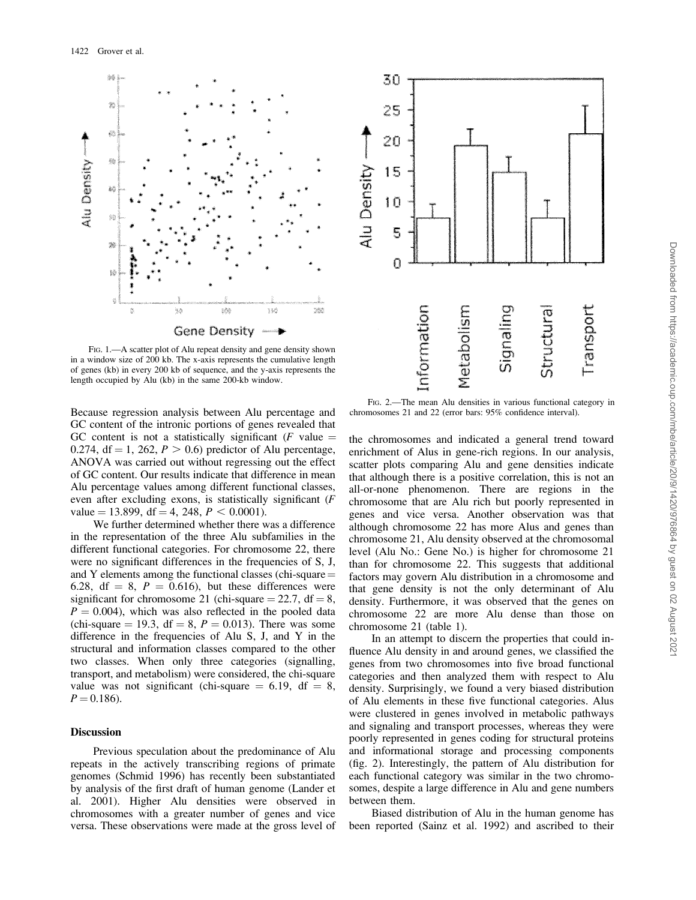FIG. 1.—A scatter plot of Alu repeat density and gene density shown in a window size of 200 kb. The x-axis represents the cumulative length of genes (kb) in every 200 kb of sequence, and the y-axis represents the length occupied by Alu (kb) in the same 200-kb window.

FIG. 2.—The mean Alu densities in various functional category in chromosomes 21 and 22 (error bars: 95% confidence interval).

Because regression analysis between Alu percentage and GC content of the intronic portions of genes revealed that GC content is not a statistically significant ($F$ value = 0.274, df = 1, 262, $P > 0.6$) predictor of Alu percentage, ANOVA was carried out without regressing out the effect of GC content. Our results indicate that difference in mean Alu percentage values among different functional classes, even after excluding exons, is statistically significant ($F$ value = 13.899, df = 4, 248, $P < 0.0001$).

We further determined whether there was a difference in the representation of the three Alu subfamilies in the different functional categories. For chromosome 22, there were no significant differences in the frequencies of S, J, and Y elements among the functional classes (chi-square = 6.28, df = 8, $P = 0.616$), but these differences were significant for chromosome 21 (chi-square = 22.7, df = 8, $P = 0.004$), which was also reflected in the pooled data (chi-square = 19.3, df = 8, $P = 0.013$). There was some difference in the frequencies of Alu S, J, and Y in the structural and information classes compared to the other two classes. When only three categories (signalling, transport, and metabolism) were considered, the chi-square value was not significant (chi-square = 6.19, df = 8, $P = 0.186$).

## Discussion

Previous speculation about the predominance of Alu repeats in the actively transcribing regions of primate genomes (Schmid 1996) has recently been substantiated by analysis of the first draft of human genome (Lander et al. 2001). Higher Alu densities were observed in chromosomes with a greater number of genes and vice versa. These observations were made at the gross level of the chromosomes and indicated a general trend toward enrichment of Alus in gene-rich regions. In our analysis, scatter plots comparing Alu and gene densities indicate that although there is a positive correlation, this is not an all-or-none phenomenon. There are regions in the chromosome that are Alu rich but poorly represented in genes and vice versa. Another observation was that although chromosome 22 has more Alus and genes than chromosome 21, Alu density observed at the chromosomal level (Alu No.: Gene No.) is higher for chromosome 21 than for chromosome 22. This suggests that additional factors may govern Alu distribution in a chromosome and that gene density is not the only determinant of Alu density. Furthermore, it was observed that the genes on chromosome 22 are more Alu dense than those on chromosome 21 (table 1).

In an attempt to discern the properties that could influence Alu density in and around genes, we classified the genes from two chromosomes into five broad functional categories and then analyzed them with respect to Alu density. Surprisingly, we found a very biased distribution of Alu elements in these five functional categories. Alus were clustered in genes involved in metabolic pathways and signaling and transport processes, whereas they were poorly represented in genes coding for structural proteins and informational storage and processing components (fig. 2). Interestingly, the pattern of Alu distribution for each functional category was similar in the two chromosomes, despite a large difference in Alu and gene numbers between them.

Biased distribution of Alu in the human genome has been reported (Sainz et al. 1992) and ascribed to their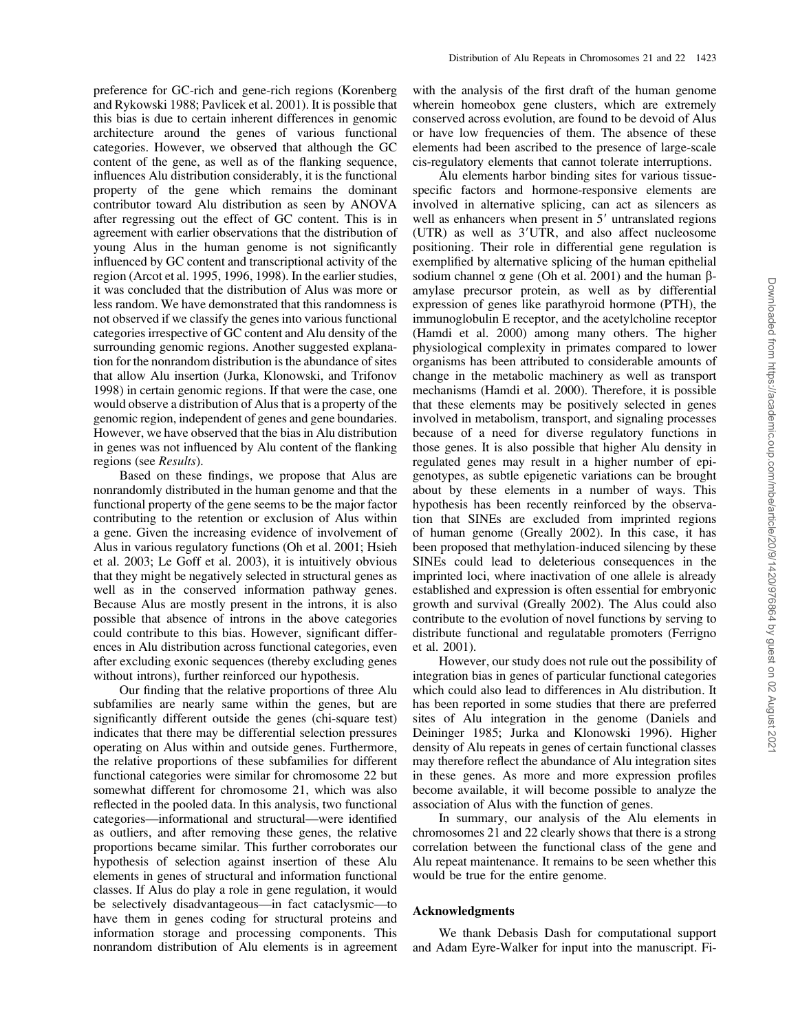preference for GC-rich and gene-rich regions (Korenberg and Rykowski 1988; Pavlicek et al. 2001). It is possible that this bias is due to certain inherent differences in genomic architecture around the genes of various functional categories. However, we observed that although the GC content of the gene, as well as of the flanking sequence, influences Alu distribution considerably, it is the functional property of the gene which remains the dominant contributor toward Alu distribution as seen by ANOVA after regressing out the effect of GC content. This is in agreement with earlier observations that the distribution of young Alus in the human genome is not significantly influenced by GC content and transcriptional activity of the region (Arcot et al. 1995, 1996, 1998). In the earlier studies, it was concluded that the distribution of Alus was more or less random. We have demonstrated that this randomness is not observed if we classify the genes into various functional categories irrespective of GC content and Alu density of the surrounding genomic regions. Another suggested explanation for the nonrandom distribution is the abundance of sites that allow Alu insertion (Jurka, Klonowski, and Trifonov 1998) in certain genomic regions. If that were the case, one would observe a distribution of Alus that is a property of the genomic region, independent of genes and gene boundaries. However, we have observed that the bias in Alu distribution in genes was not influenced by Alu content of the flanking regions (see *Results*).

Based on these findings, we propose that Alus are nonrandomly distributed in the human genome and that the functional property of the gene seems to be the major factor contributing to the retention or exclusion of Alus within a gene. Given the increasing evidence of involvement of Alus in various regulatory functions (Oh et al. 2001; Hsieh et al. 2003; Le Goff et al. 2003), it is intuitively obvious that they might be negatively selected in structural genes as well as in the conserved information pathway genes. Because Alus are mostly present in the introns, it is also possible that absence of introns in the above categories could contribute to this bias. However, significant differences in Alu distribution across functional categories, even after excluding exonic sequences (thereby excluding genes without introns), further reinforced our hypothesis.

Our finding that the relative proportions of three Alu subfamilies are nearly same within the genes, but are significantly different outside the genes (chi-square test) indicates that there may be differential selection pressures operating on Alus within and outside genes. Furthermore, the relative proportions of these subfamilies for different functional categories were similar for chromosome 22 but somewhat different for chromosome 21, which was also reflected in the pooled data. In this analysis, two functional categories—informational and structural—were identified as outliers, and after removing these genes, the relative proportions became similar. This further corroborates our hypothesis of selection against insertion of these Alu elements in genes of structural and information functional classes. If Alus do play a role in gene regulation, it would be selectively disadvantageous—in fact cataclysmic—to have them in genes coding for structural proteins and information storage and processing components. This nonrandom distribution of Alu elements is in agreement with the analysis of the first draft of the human genome wherein homeobox gene clusters, which are extremely conserved across evolution, are found to be devoid of Alus or have low frequencies of them. The absence of these elements had been ascribed to the presence of large-scale cis-regulatory elements that cannot tolerate interruptions.

Alu elements harbor binding sites for various tissue-specific factors and hormone-responsive elements are involved in alternative splicing, can act as silencers as well as enhancers when present in 5′ untranslated regions (UTR) as well as 3′UTR, and also affect nucleosome positioning. Their role in differential gene regulation is exemplified by alternative splicing of the human epithelial sodium channel α gene (Oh et al. 2001) and the human β-amylase precursor protein, as well as by differential expression of genes like parathyroid hormone (PTH), the immunoglobulin E receptor, and the acetylcholine receptor (Hamdi et al. 2000) among many others. The higher physiological complexity in primates compared to lower organisms has been attributed to considerable amounts of change in the metabolic machinery as well as transport mechanisms (Hamdi et al. 2000). Therefore, it is possible that these elements may be positively selected in genes involved in metabolism, transport, and signaling processes because of a need for diverse regulatory functions in those genes. It is also possible that higher Alu density in regulated genes may result in a higher number of epigenotypes, as subtle epigenetic variations can be brought about by these elements in a number of ways. This hypothesis has been recently reinforced by the observation that SINEs are excluded from imprinted regions of human genome (Greally 2002). In this case, it has been proposed that methylation-induced silencing by these SINEs could lead to deleterious consequences in the imprinted loci, where inactivation of one allele is already established and expression is often essential for embryonic growth and survival (Greally 2002). The Alus could also contribute to the evolution of novel functions by serving to distribute functional and regulatable promoters (Ferrigno et al. 2001).

However, our study does not rule out the possibility of integration bias in genes of particular functional categories which could also lead to differences in Alu distribution. It has been reported in some studies that there are preferred sites of Alu integration in the genome (Daniels and Deininger 1985; Jurka and Klonowski 1996). Higher density of Alu repeats in genes of certain functional classes may therefore reflect the abundance of Alu integration sites in these genes. As more and more expression profiles become available, it will become possible to analyze the association of Alus with the function of genes.

In summary, our analysis of the Alu elements in chromosomes 21 and 22 clearly shows that there is a strong correlation between the functional class of the gene and Alu repeat maintenance. It remains to be seen whether this would be true for the entire genome.

## Acknowledgments

We thank Debasis Dash for computational support and Adam Eyre-Walker for input into the manuscript. Fi-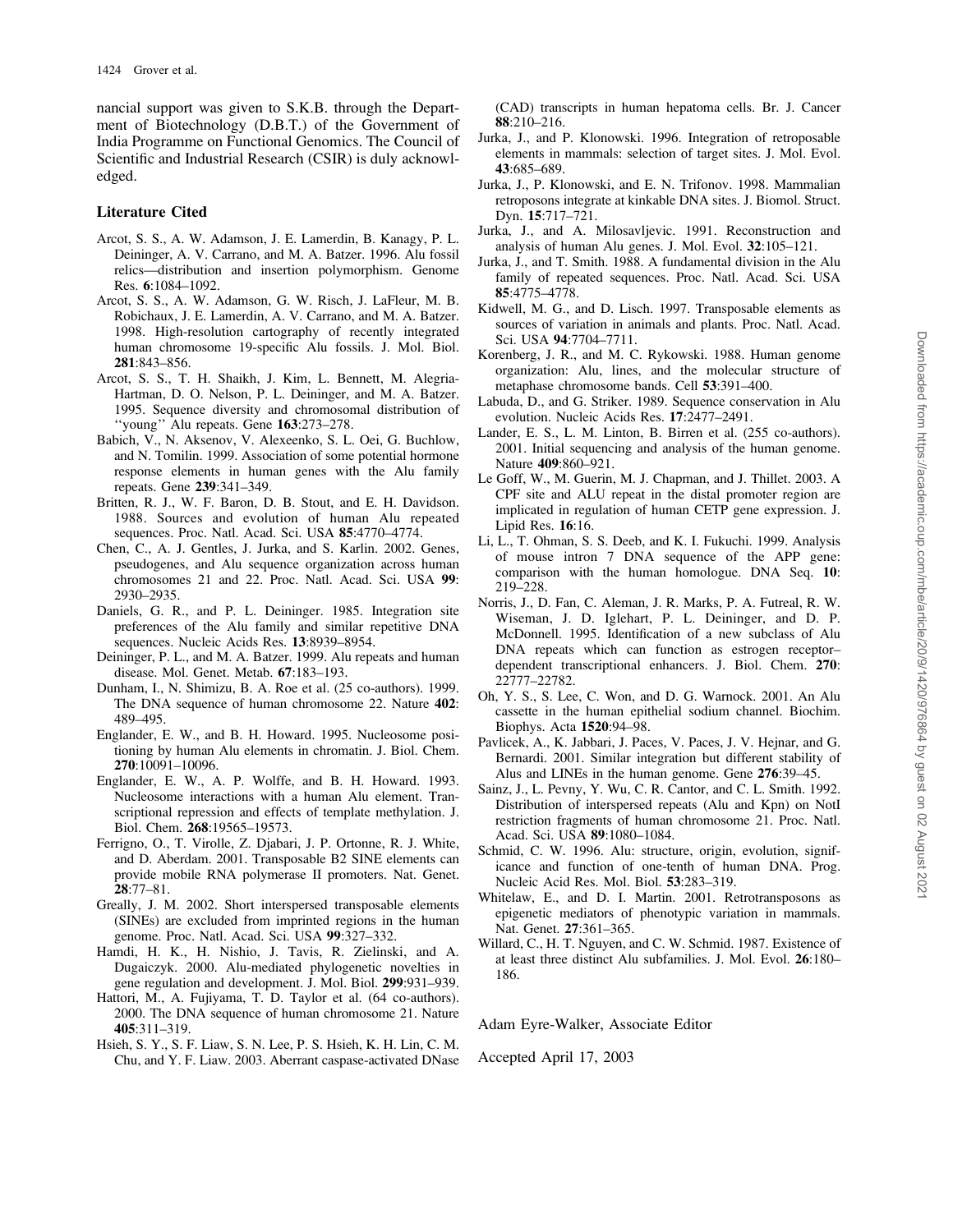nancial support was given to S.K.B. through the Department of Biotechnology (D.B.T.) of the Government of India Programme on Functional Genomics. The Council of Scientific and Industrial Research (CSIR) is duly acknowledged.

## Literature Cited

Arcot, S. S., A. W. Adamson, J. E. Lamerdin, B. Kanagy, P. L. Deininger, A. V. Carrano, and M. A. Batzer. 1996. Alu fossil relics—distribution and insertion polymorphism. Genome Res. **6**:1084–1092.

Arcot, S. S., A. W. Adamson, G. W. Risch, J. LaFleur, M. B. Robichaux, J. E. Lamerdin, A. V. Carrano, and M. A. Batzer. 1998. High-resolution cartography of recently integrated human chromosome 19-specific Alu fossils. J. Mol. Biol. **281**:843–856.

Arcot, S. S., T. H. Shaikh, J. Kim, L. Bennett, M. Alegria-Hartman, D. O. Nelson, P. L. Deininger, and M. A. Batzer. 1995. Sequence diversity and chromosomal distribution of ''young'' Alu repeats. Gene **163**:273–278.

Babich, V., N. Aksenov, V. Alexeenko, S. L. Oei, G. Buchlow, and N. Tomilin. 1999. Association of some potential hormone response elements in human genes with the Alu family repeats. Gene **239**:341–349.

Britten, R. J., W. F. Baron, D. B. Stout, and E. H. Davidson. 1988. Sources and evolution of human Alu repeated sequences. Proc. Natl. Acad. Sci. USA **85**:4770–4774.

Chen, C., A. J. Gentles, J. Jurka, and S. Karlin. 2002. Genes, pseudogenes, and Alu sequence organization across human chromosomes 21 and 22. Proc. Natl. Acad. Sci. USA **99**: 2930–2935.

Daniels, G. R., and P. L. Deininger. 1985. Integration site preferences of the Alu family and similar repetitive DNA sequences. Nucleic Acids Res. **13**:8939–8954.

Deininger, P. L., and M. A. Batzer. 1999. Alu repeats and human disease. Mol. Genet. Metab. **67**:183–193.

Dunham, I., N. Shimizu, B. A. Roe et al. (25 co-authors). 1999. The DNA sequence of human chromosome 22. Nature **402**: 489–495.

Englander, E. W., and B. H. Howard. 1995. Nucleosome positioning by human Alu elements in chromatin. J. Biol. Chem. **270**:10091–10096.

Englander, E. W., A. P. Wolffe, and B. H. Howard. 1993. Nucleosome interactions with a human Alu element. Transcriptional repression and effects of template methylation. J. Biol. Chem. **268**:19565–19573.

Ferrigno, O., T. Virolle, Z. Djabari, J. P. Ortonne, R. J. White, and D. Aberdam. 2001. Transposable B2 SINE elements can provide mobile RNA polymerase II promoters. Nat. Genet. **28**:77–81.

Greally, J. M. 2002. Short interspersed transposable elements (SINEs) are excluded from imprinted regions in the human genome. Proc. Natl. Acad. Sci. USA **99**:327–332.

Hamdi, H. K., H. Nishio, J. Tavis, R. Zielinski, and A. Dugaiczyk. 2000. Alu-mediated phylogenetic novelties in gene regulation and development. J. Mol. Biol. **299**:931–939.

Hattori, M., A. Fujiyama, T. D. Taylor et al. (64 co-authors). 2000. The DNA sequence of human chromosome 21. Nature **405**:311–319.

Hsieh, S. Y., S. F. Liaw, S. N. Lee, P. S. Hsieh, K. H. Lin, C. M. Chu, and Y. F. Liaw. 2003. Aberrant caspase-activated DNase (CAD) transcripts in human hepatoma cells. Br. J. Cancer **88**:210–216.

Jurka, J., and P. Klonowski. 1996. Integration of retroposable elements in mammals: selection of target sites. J. Mol. Evol. **43**:685–689.

Jurka, J., P. Klonowski, and E. N. Trifonov. 1998. Mammalian retroposons integrate at kinkable DNA sites. J. Biomol. Struct. Dyn. **15**:717–721.

Jurka, J., and A. Milosavljevic. 1991. Reconstruction and analysis of human Alu genes. J. Mol. Evol. **32**:105–121.

Jurka, J., and T. Smith. 1988. A fundamental division in the Alu family of repeated sequences. Proc. Natl. Acad. Sci. USA **85**:4775–4778.

Kidwell, M. G., and D. Lisch. 1997. Transposable elements as sources of variation in animals and plants. Proc. Natl. Acad. Sci. USA **94**:7704–7711.

Korenberg, J. R., and M. C. Rykowski. 1988. Human genome organization: Alu, lines, and the molecular structure of metaphase chromosome bands. Cell **53**:391–400.

Labuda, D., and G. Striker. 1989. Sequence conservation in Alu evolution. Nucleic Acids Res. **17**:2477–2491.

Lander, E. S., L. M. Linton, B. Birren et al. (255 co-authors). 2001. Initial sequencing and analysis of the human genome. Nature **409**:860–921.

Le Goff, W., M. Guerin, M. J. Chapman, and J. Thillet. 2003. A CPF site and ALU repeat in the distal promoter region are implicated in regulation of human CETP gene expression. J. Lipid Res. **16**:16.

Li, L., T. Ohman, S. S. Deeb, and K. I. Fukuchi. 1999. Analysis of mouse intron 7 DNA sequence of the APP gene: comparison with the human homologue. DNA Seq. **10**: 219–228.

Norris, J., D. Fan, C. Aleman, J. R. Marks, P. A. Futreal, R. W. Wiseman, J. D. Iglehart, P. L. Deininger, and D. P. McDonnell. 1995. Identification of a new subclass of Alu DNA repeats which can function as estrogen receptor–dependent transcriptional enhancers. J. Biol. Chem. **270**: 22777–22782.

Oh, Y. S., S. Lee, C. Won, and D. G. Warnock. 2001. An Alu cassette in the human epithelial sodium channel. Biochim. Biophys. Acta **1520**:94–98.

Pavlicek, A., K. Jabbari, J. Paces, V. Paces, J. V. Hejnar, and G. Bernardi. 2001. Similar integration but different stability of Alus and LINEs in the human genome. Gene **276**:39–45.

Sainz, J., L. Pevny, Y. Wu, C. R. Cantor, and C. L. Smith. 1992. Distribution of interspersed repeats (Alu and Kpn) on NotI restriction fragments of human chromosome 21. Proc. Natl. Acad. Sci. USA **89**:1080–1084.

Schmid, C. W. 1996. Alu: structure, origin, evolution, significance and function of one-tenth of human DNA. Prog. Nucleic Acid Res. Mol. Biol. **53**:283–319.

Whitelaw, E., and D. I. Martin. 2001. Retrotransposons as epigenetic mediators of phenotypic variation in mammals. Nat. Genet. **27**:361–365.

Willard, C., H. T. Nguyen, and C. W. Schmid. 1987. Existence of at least three distinct Alu subfamilies. J. Mol. Evol. **26**:180–186.

Adam Eyre-Walker, Associate Editor

Accepted April 17, 2003